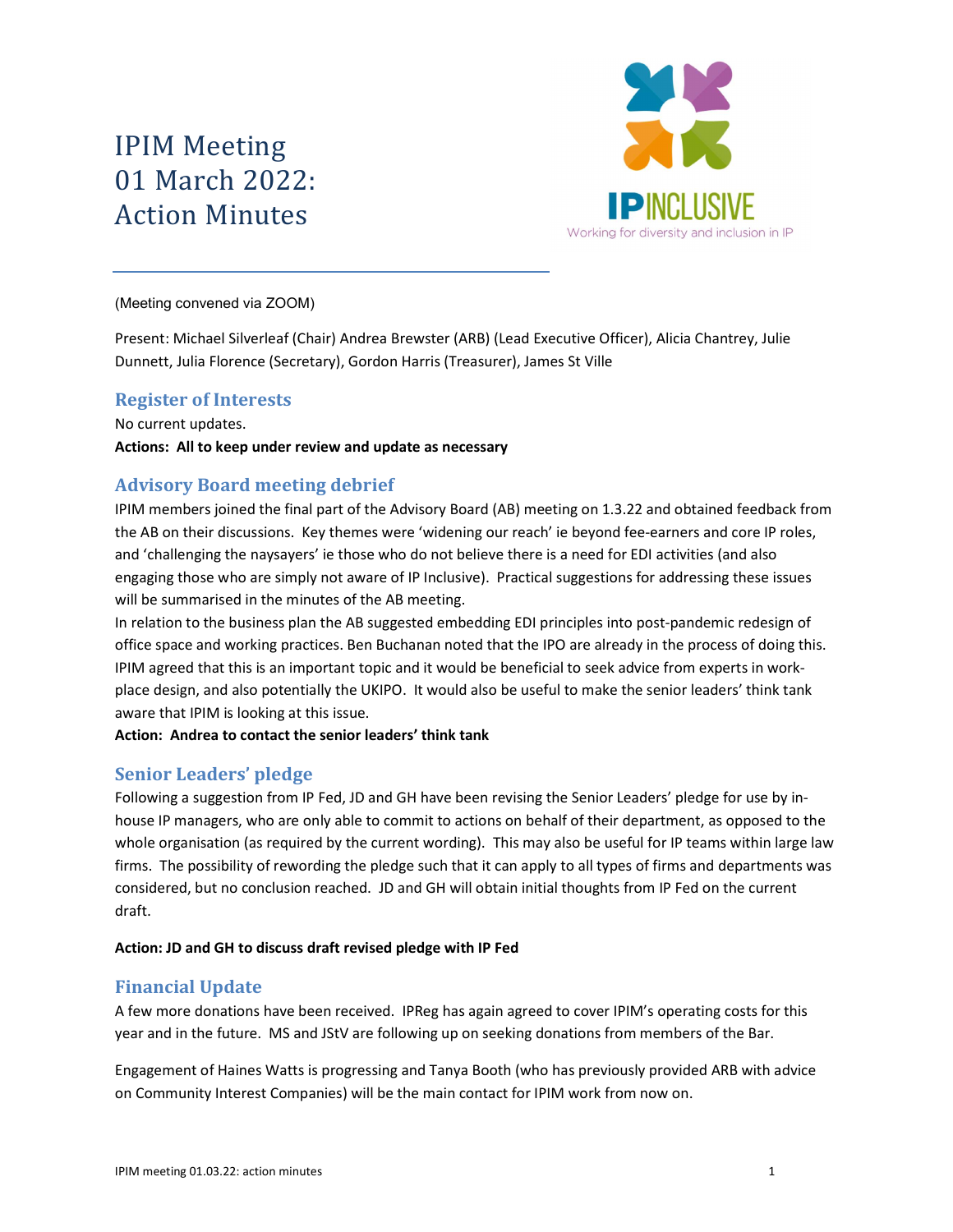# IPIM Meeting 01 March 2022: Action Minutes

(Meeting convened via ZOOM)

Present: Michael Silverleaf (Chair) Andrea Brewster (ARB) (Lead Executive Officer), Alicia Chantrey, Julie Dunnett, Julia Florence (Secretary), Gordon Harris (Treasurer), James St Ville

## Register of Interests

No current updates.

**Actions: All to keep under review and update as necessary**

## Advisory Board meeting debrief

IPIM members joined the final part of the Advisory Board (AB) meeting on 1.3.22 and obtained feedback from the AB on their discussions. Key themes were 'widening our reach' ie beyond fee-earners and core IP roles, and 'challenging the naysayers' ie those who do not believe there is a need for EDI activities (and also engaging those who are simply not aware of IP Inclusive). Practical suggestions for addressing these issues will be summarised in the minutes of the AB meeting.

In relation to the business plan the AB suggested embedding EDI principles into post-pandemic redesign of office space and working practices. Ben Buchanan noted that the IPO are already in the process of doing this. IPIM agreed that this is an important topic and it would be beneficial to seek advice from experts in work-place design, and also potentially the UKIPO. It would also be useful to make the senior leaders' think tank aware that IPIM is looking at this issue.

**Action: Andrea to contact the senior leaders' think tank**

## Senior Leaders' pledge

Following a suggestion from IP Fed, JD and GH have been revising the Senior Leaders' pledge for use by in-house IP managers, who are only able to commit to actions on behalf of their department, as opposed to the whole organisation (as required by the current wording). This may also be useful for IP teams within large law firms. The possibility of rewording the pledge such that it can apply to all types of firms and departments was considered, but no conclusion reached. JD and GH will obtain initial thoughts from IP Fed on the current draft.

**Action: JD and GH to discuss draft revised pledge with IP Fed**

## Financial Update

A few more donations have been received. IPReg has again agreed to cover IPIM's operating costs for this year and in the future. MS and JStV are following up on seeking donations from members of the Bar.

Engagement of Haines Watts is progressing and Tanya Booth (who has previously provided ARB with advice on Community Interest Companies) will be the main contact for IPIM work from now on.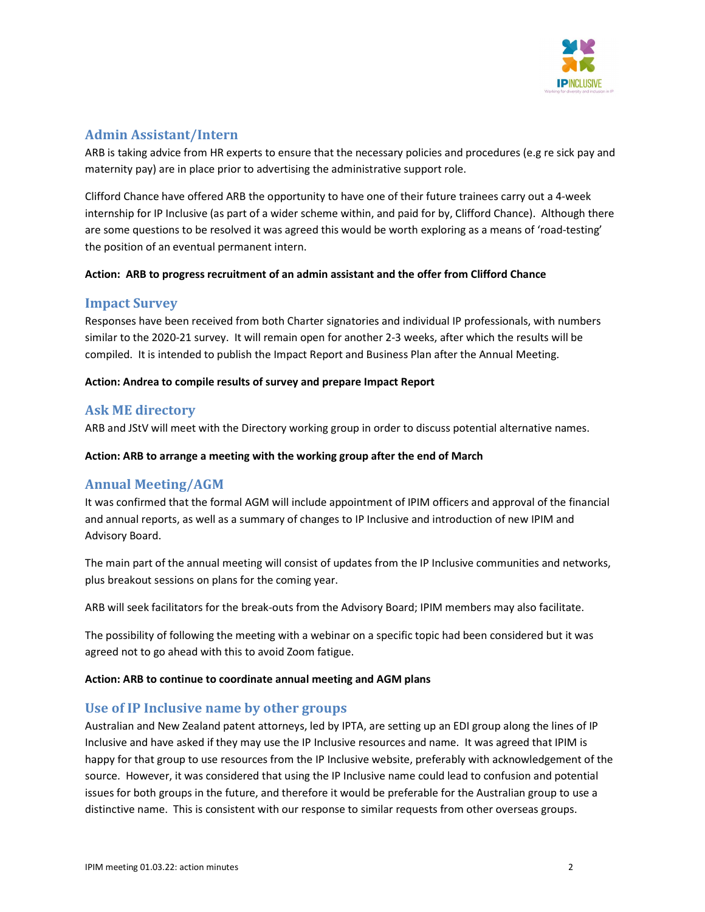## Admin Assistant/Intern

ARB is taking advice from HR experts to ensure that the necessary policies and procedures (e.g re sick pay and maternity pay) are in place prior to advertising the administrative support role.

Clifford Chance have offered ARB the opportunity to have one of their future trainees carry out a 4-week internship for IP Inclusive (as part of a wider scheme within, and paid for by, Clifford Chance). Although there are some questions to be resolved it was agreed this would be worth exploring as a means of 'road-testing' the position of an eventual permanent intern.

**Action: ARB to progress recruitment of an admin assistant and the offer from Clifford Chance**

## Impact Survey

Responses have been received from both Charter signatories and individual IP professionals, with numbers similar to the 2020-21 survey. It will remain open for another 2-3 weeks, after which the results will be compiled. It is intended to publish the Impact Report and Business Plan after the Annual Meeting.

**Action: Andrea to compile results of survey and prepare Impact Report**

## Ask ME directory

ARB and JStV will meet with the Directory working group in order to discuss potential alternative names.

**Action: ARB to arrange a meeting with the working group after the end of March**

## Annual Meeting/AGM

It was confirmed that the formal AGM will include appointment of IPIM officers and approval of the financial and annual reports, as well as a summary of changes to IP Inclusive and introduction of new IPIM and Advisory Board.

The main part of the annual meeting will consist of updates from the IP Inclusive communities and networks, plus breakout sessions on plans for the coming year.

ARB will seek facilitators for the break-outs from the Advisory Board; IPIM members may also facilitate.

The possibility of following the meeting with a webinar on a specific topic had been considered but it was agreed not to go ahead with this to avoid Zoom fatigue.

**Action: ARB to continue to coordinate annual meeting and AGM plans**

## Use of IP Inclusive name by other groups

Australian and New Zealand patent attorneys, led by IPTA, are setting up an EDI group along the lines of IP Inclusive and have asked if they may use the IP Inclusive resources and name. It was agreed that IPIM is happy for that group to use resources from the IP Inclusive website, preferably with acknowledgement of the source. However, it was considered that using the IP Inclusive name could lead to confusion and potential issues for both groups in the future, and therefore it would be preferable for the Australian group to use a distinctive name. This is consistent with our response to similar requests from other overseas groups.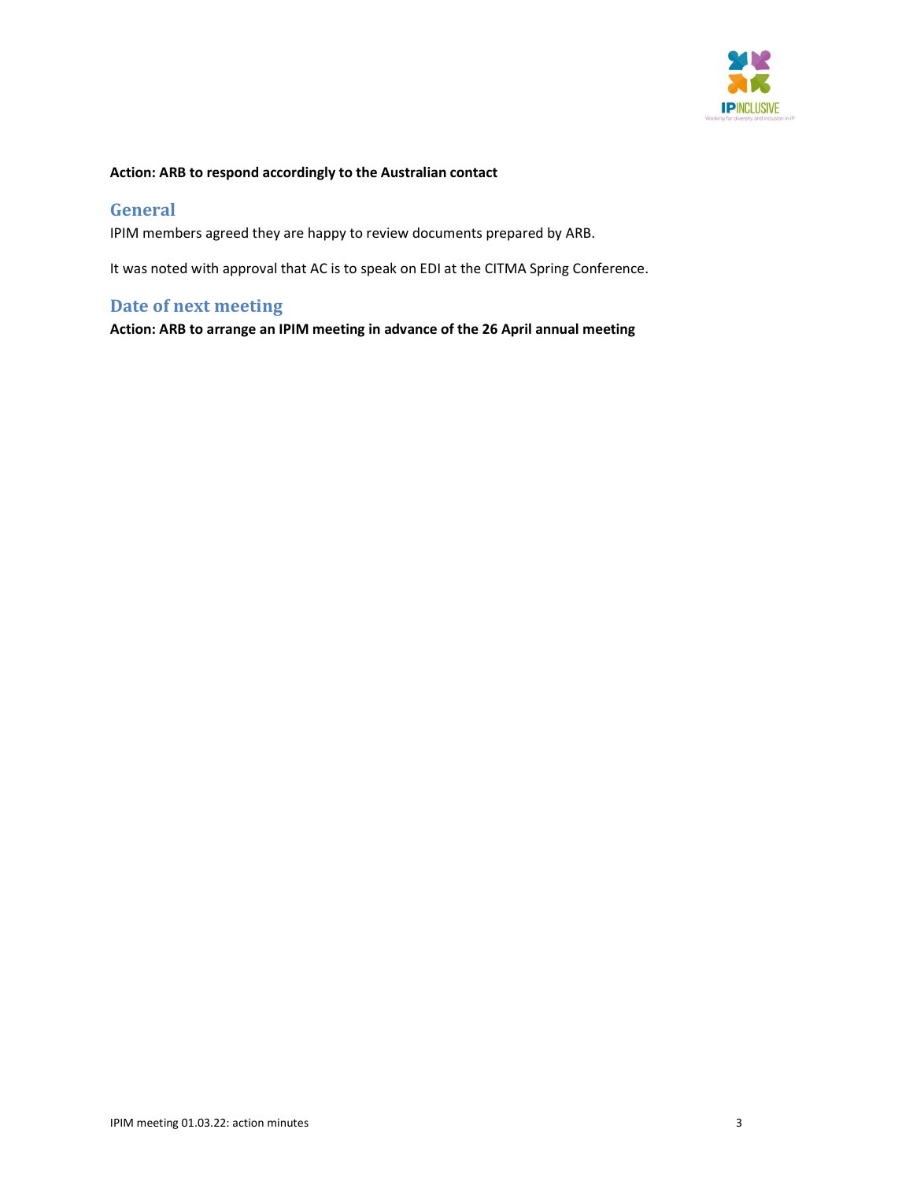**Action: ARB to respond accordingly to the Australian contact**

## General

IPIM members agreed they are happy to review documents prepared by ARB.

It was noted with approval that AC is to speak on EDI at the CITMA Spring Conference.

## Date of next meeting

**Action: ARB to arrange an IPIM meeting in advance of the 26 April annual meeting**